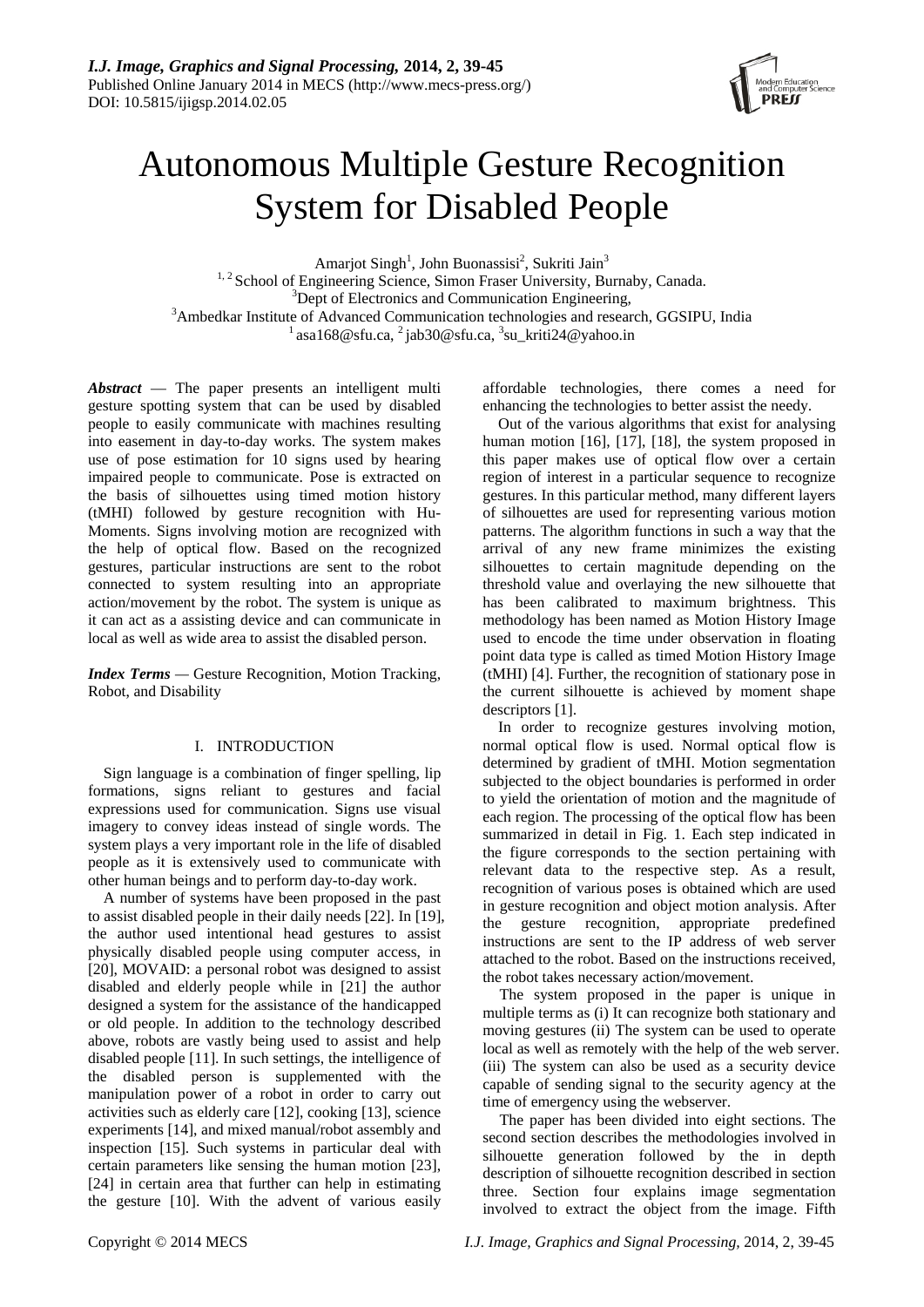# Autonomous Multiple Gesture Recognition System for Disabled People

Amarjot Singh[1], John Buonassisi[2], Sukriti Jain[3]

[1, 2] School of Engineering Science, Simon Fraser University, Burnaby, Canada.
[3]Dept of Electronics and Communication Engineering,
[3]Ambedkar Institute of Advanced Communication technologies and research, GGSIPU, India
[1] asa168@sfu.ca, [2] jab30@sfu.ca, [3]su_kriti24@yahoo.in

***Abstract*** — The paper presents an intelligent multi gesture spotting system that can be used by disabled people to easily communicate with machines resulting into easement in day-to-day works. The system makes use of pose estimation for 10 signs used by hearing impaired people to communicate. Pose is extracted on the basis of silhouettes using timed motion history (tMHI) followed by gesture recognition with Hu-Moments. Signs involving motion are recognized with the help of optical flow. Based on the recognized gestures, particular instructions are sent to the robot connected to system resulting into an appropriate action/movement by the robot. The system is unique as it can act as a assisting device and can communicate in local as well as wide area to assist the disabled person.

***Index Terms*** — Gesture Recognition, Motion Tracking, Robot, and Disability

## I. INTRODUCTION

Sign language is a combination of finger spelling, lip formations, signs reliant to gestures and facial expressions used for communication. Signs use visual imagery to convey ideas instead of single words. The system plays a very important role in the life of disabled people as it is extensively used to communicate with other human beings and to perform day-to-day work.

A number of systems have been proposed in the past to assist disabled people in their daily needs [22]. In [19], the author used intentional head gestures to assist physically disabled people using computer access, in [20], MOVAID: a personal robot was designed to assist disabled and elderly people while in [21] the author designed a system for the assistance of the handicapped or old people. In addition to the technology described above, robots are vastly being used to assist and help disabled people [11]. In such settings, the intelligence of the disabled person is supplemented with the manipulation power of a robot in order to carry out activities such as elderly care [12], cooking [13], science experiments [14], and mixed manual/robot assembly and inspection [15]. Such systems in particular deal with certain parameters like sensing the human motion [23], [24] in certain area that further can help in estimating the gesture [10]. With the advent of various easily affordable technologies, there comes a need for enhancing the technologies to better assist the needy.

Out of the various algorithms that exist for analysing human motion [16], [17], [18], the system proposed in this paper makes use of optical flow over a certain region of interest in a particular sequence to recognize gestures. In this particular method, many different layers of silhouettes are used for representing various motion patterns. The algorithm functions in such a way that the arrival of any new frame minimizes the existing silhouettes to certain magnitude depending on the threshold value and overlaying the new silhouette that has been calibrated to maximum brightness. This methodology has been named as Motion History Image used to encode the time under observation in floating point data type is called as timed Motion History Image (tMHI) [4]. Further, the recognition of stationary pose in the current silhouette is achieved by moment shape descriptors [1].

In order to recognize gestures involving motion, normal optical flow is used. Normal optical flow is determined by gradient of tMHI. Motion segmentation subjected to the object boundaries is performed in order to yield the orientation of motion and the magnitude of each region. The processing of the optical flow has been summarized in detail in Fig. 1. Each step indicated in the figure corresponds to the section pertaining with relevant data to the respective step. As a result, recognition of various poses is obtained which are used in gesture recognition and object motion analysis. After the gesture recognition, appropriate predefined instructions are sent to the IP address of web server attached to the robot. Based on the instructions received, the robot takes necessary action/movement.

The system proposed in the paper is unique in multiple terms as (i) It can recognize both stationary and moving gestures (ii) The system can be used to operate local as well as remotely with the help of the web server. (iii) The system can also be used as a security device capable of sending signal to the security agency at the time of emergency using the webserver.

The paper has been divided into eight sections. The second section describes the methodologies involved in silhouette generation followed by the in depth description of silhouette recognition described in section three. Section four explains image segmentation involved to extract the object from the image. Fifth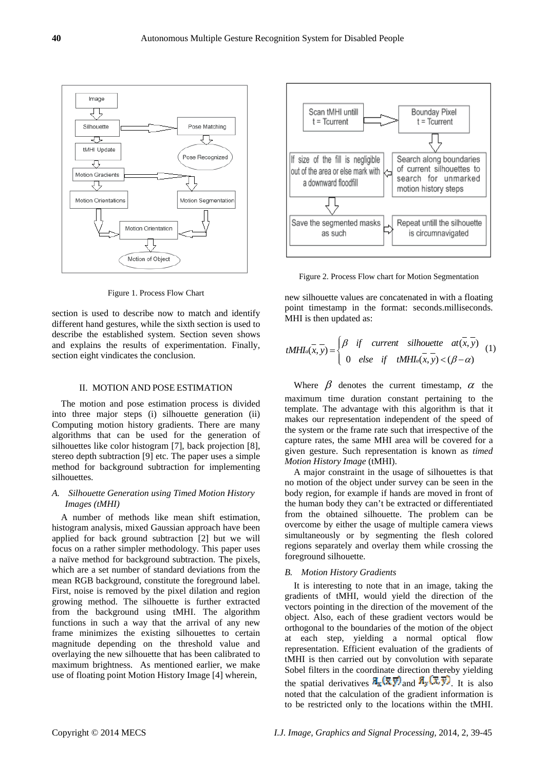Figure 1. Process Flow Chart

section is used to describe now to match and identify different hand gestures, while the sixth section is used to describe the established system. Section seven shows and explains the results of experimentation. Finally, section eight vindicates the conclusion.

## II. MOTION AND POSE ESTIMATION

The motion and pose estimation process is divided into three major steps (i) silhouette generation (ii) Computing motion history gradients. There are many algorithms that can be used for the generation of silhouettes like color histogram [7], back projection [8], stereo depth subtraction [9] etc. The paper uses a simple method for background subtraction for implementing silhouettes.

### *A. Silhouette Generation using Timed Motion History Images (tMHI)*

A number of methods like mean shift estimation, histogram analysis, mixed Gaussian approach have been applied for back ground subtraction [2] but we will focus on a rather simpler methodology. This paper uses a naïve method for background subtraction. The pixels, which are a set number of standard deviations from the mean RGB background, constitute the foreground label. First, noise is removed by the pixel dilation and region growing method. The silhouette is further extracted from the background using tMHI. The algorithm functions in such a way that the arrival of any new frame minimizes the existing silhouettes to certain magnitude depending on the threshold value and overlaying the new silhouette that has been calibrated to maximum brightness. As mentioned earlier, we make use of floating point Motion History Image [4] wherein,

Figure 2. Process Flow chart for Motion Segmentation

new silhouette values are concatenated in with a floating point timestamp in the format: seconds.milliseconds. MHI is then updated as:

$$tMHI_\delta(\bar{x},\bar{y}) = \begin{cases} \beta & if \quad current \quad silhouette \quad at(\bar{x},\bar{y}) \\ 0 & else \quad if \quad tMHI_\delta(\bar{x},\bar{y}) < (\beta - \alpha) \end{cases} \quad (1)$$

Where $\beta$ denotes the current timestamp, $\alpha$ the maximum time duration constant pertaining to the template. The advantage with this algorithm is that it makes our representation independent of the speed of the system or the frame rate such that irrespective of the capture rates, the same MHI area will be covered for a given gesture. Such representation is known as *timed Motion History Image* (tMHI).

A major constraint in the usage of silhouettes is that no motion of the object under survey can be seen in the body region, for example if hands are moved in front of the human body they can't be extracted or differentiated from the obtained silhouette. The problem can be overcome by either the usage of multiple camera views simultaneously or by segmenting the flesh colored regions separately and overlay them while crossing the foreground silhouette.

### *B. Motion History Gradients*

It is interesting to note that in an image, taking the gradients of tMHI, would yield the direction of the vectors pointing in the direction of the movement of the object. Also, each of these gradient vectors would be orthogonal to the boundaries of the motion of the object at each step, yielding a normal optical flow representation. Efficient evaluation of the gradients of tMHI is then carried out by convolution with separate Sobel filters in the coordinate direction thereby yielding the spatial derivatives $F_x(\bar{x},\bar{y})$ and $F_y(\bar{x},\bar{y})$. It is also noted that the calculation of the gradient information is to be restricted only to the locations within the tMHI.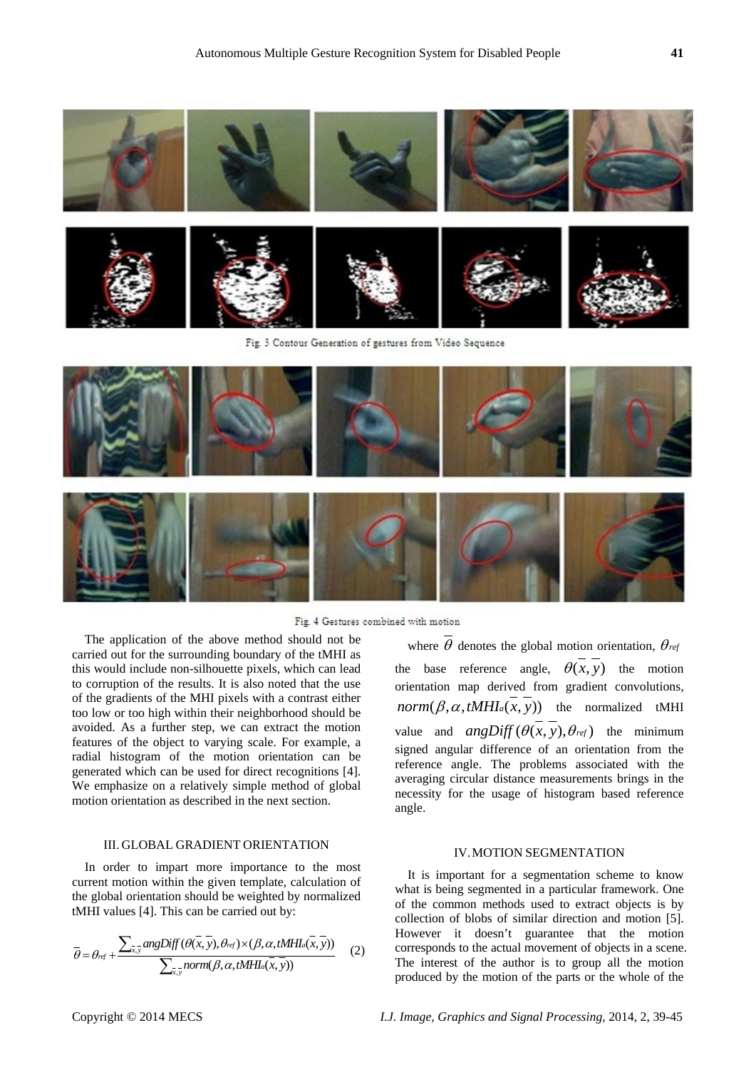Fig. 3 Contour Generation of gestures from Video Sequence

Fig. 4 Gestures combined with motion

The application of the above method should not be carried out for the surrounding boundary of the tMHI as this would include non-silhouette pixels, which can lead to corruption of the results. It is also noted that the use of the gradients of the MHI pixels with a contrast either too low or too high within their neighborhood should be avoided. As a further step, we can extract the motion features of the object to varying scale. For example, a radial histogram of the motion orientation can be generated which can be used for direct recognitions [4]. We emphasize on a relatively simple method of global motion orientation as described in the next section.

### III. GLOBAL GRADIENT ORIENTATION

In order to impart more importance to the most current motion within the given template, calculation of the global orientation should be weighted by normalized tMHI values [4]. This can be carried out by:

$$\overline{\theta} = \theta_{ref} + \frac{\sum_{\overline{x},\overline{y}} angDiff(\theta(\overline{x},\overline{y}),\theta_{ref}) \times (\beta,\alpha,tMHI_a(\overline{x},\overline{y}))}{\sum_{\overline{x},\overline{y}} norm(\beta,\alpha,tMHI_a(\overline{x},\overline{y}))} \quad (2)$$

where $\overline{\theta}$ denotes the global motion orientation, $\theta_{ref}$ the base reference angle, $\theta(\overline{x},\overline{y})$ the motion orientation map derived from gradient convolutions, $norm(\beta,\alpha,tMHI_a(\overline{x},\overline{y}))$ the normalized tMHI value and $angDiff(\theta(\overline{x},\overline{y}),\theta_{ref})$ the minimum signed angular difference of an orientation from the reference angle. The problems associated with the averaging circular distance measurements brings in the necessity for the usage of histogram based reference angle.

### IV. MOTION SEGMENTATION

It is important for a segmentation scheme to know what is being segmented in a particular framework. One of the common methods used to extract objects is by collection of blobs of similar direction and motion [5]. However it doesn't guarantee that the motion corresponds to the actual movement of objects in a scene. The interest of the author is to group all the motion produced by the motion of the parts or the whole of the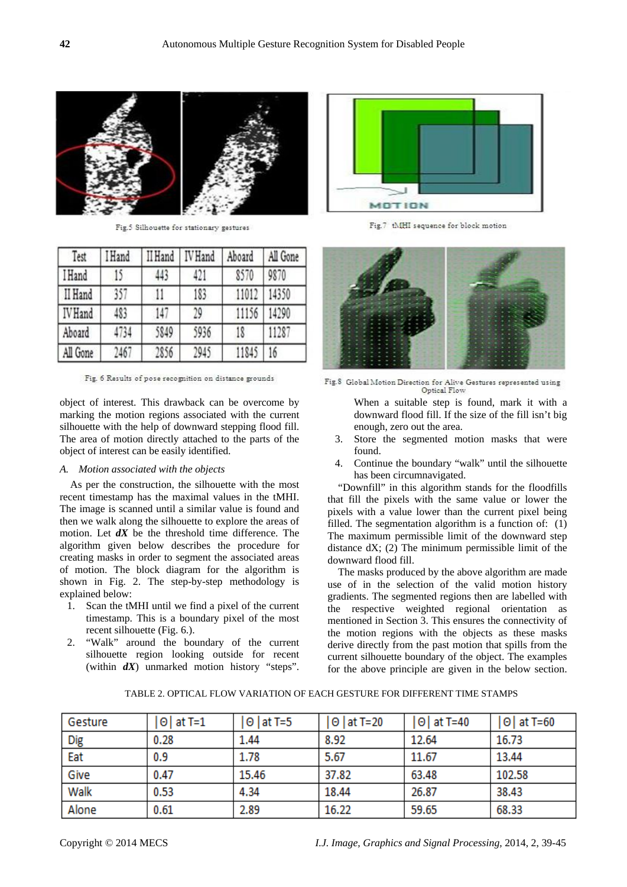Fig.5 Silhouette for stationary gestures

Fig.7 tMHI sequence for block motion

| Test | I Hand | II Hand | IV Hand | Aboard | All Gone |
|---|---|---|---|---|---|
| I Hand | 15 | 443 | 421 | 8570 | 9870 |
| II Hand | 357 | 11 | 183 | 11012 | 14350 |
| IV Hand | 483 | 147 | 29 | 11156 | 14290 |
| Aboard | 4734 | 5849 | 5936 | 18 | 11287 |
| All Gone | 2467 | 2856 | 2945 | 11845 | 16 |

Fig. 6 Results of pose recognition on distance grounds

Fig.8 Global Motion Direction for Alive Gestures represented using Optical Flow

object of interest. This drawback can be overcome by marking the motion regions associated with the current silhouette with the help of downward stepping flood fill. The area of motion directly attached to the parts of the object of interest can be easily identified.

### *A. Motion associated with the objects*

As per the construction, the silhouette with the most recent timestamp has the maximal values in the tMHI. The image is scanned until a similar value is found and then we walk along the silhouette to explore the areas of motion. Let ***dX*** be the threshold time difference. The algorithm given below describes the procedure for creating masks in order to segment the associated areas of motion. The block diagram for the algorithm is shown in Fig. 2. The step-by-step methodology is explained below:

1. Scan the tMHI until we find a pixel of the current timestamp. This is a boundary pixel of the most recent silhouette (Fig. 6.).
2. "Walk" around the boundary of the current silhouette region looking outside for recent (within ***dX***) unmarked motion history "steps". When a suitable step is found, mark it with a downward flood fill. If the size of the fill isn't big enough, zero out the area.
3. Store the segmented motion masks that were found.
4. Continue the boundary "walk" until the silhouette has been circumnavigated.

"Downfill" in this algorithm stands for the floodfills that fill the pixels with the same value or lower the pixels with a value lower than the current pixel being filled. The segmentation algorithm is a function of: (1) The maximum permissible limit of the downward step distance dX; (2) The minimum permissible limit of the downward flood fill.

The masks produced by the above algorithm are made use of in the selection of the valid motion history gradients. The segmented regions then are labelled with the respective weighted regional orientation as mentioned in Section 3. This ensures the connectivity of the motion regions with the objects as these masks derive directly from the past motion that spills from the current silhouette boundary of the object. The examples for the above principle are given in the below section.

TABLE 2. OPTICAL FLOW VARIATION OF EACH GESTURE FOR DIFFERENT TIME STAMPS

| Gesture | \|Θ\| at T=1 | \|Θ\| at T=5 | \|Θ\| at T=20 | \|Θ\| at T=40 | \|Θ\| at T=60 |
|---|---|---|---|---|---|
| Dig | 0.28 | 1.44 | 8.92 | 12.64 | 16.73 |
| Eat | 0.9 | 1.78 | 5.67 | 11.67 | 13.44 |
| Give | 0.47 | 15.46 | 37.82 | 63.48 | 102.58 |
| Walk | 0.53 | 4.34 | 18.44 | 26.87 | 38.43 |
| Alone | 0.61 | 2.89 | 16.22 | 59.65 | 68.33 |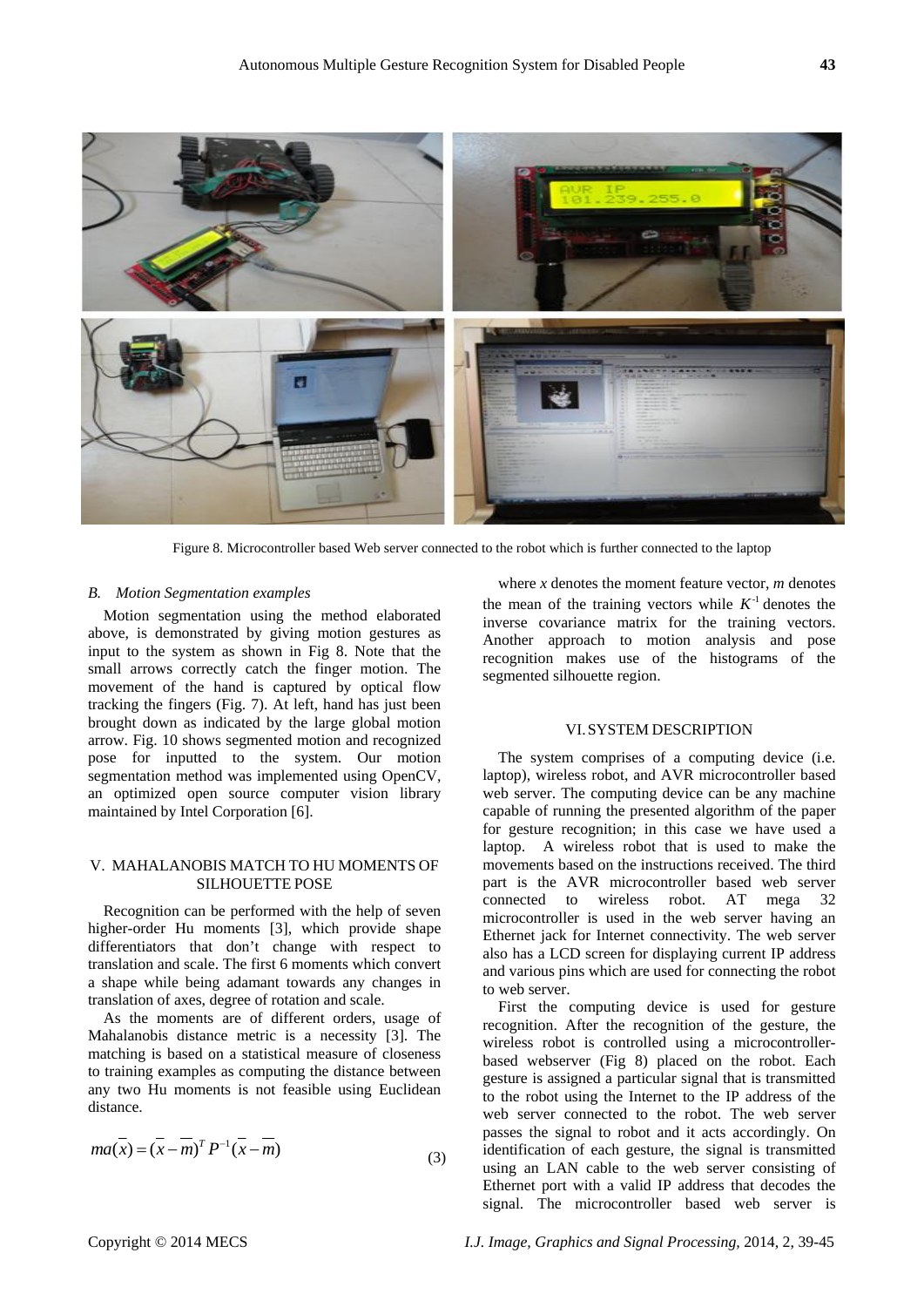Figure 8. Microcontroller based Web server connected to the robot which is further connected to the laptop

### *B. Motion Segmentation examples*

Motion segmentation using the method elaborated above, is demonstrated by giving motion gestures as input to the system as shown in Fig 8. Note that the small arrows correctly catch the finger motion. The movement of the hand is captured by optical flow tracking the fingers (Fig. 7). At left, hand has just been brought down as indicated by the large global motion arrow. Fig. 10 shows segmented motion and recognized pose for inputted to the system. Our motion segmentation method was implemented using OpenCV, an optimized open source computer vision library maintained by Intel Corporation [6].

## V. MAHALANOBIS MATCH TO HU MOMENTS OF SILHOUETTE POSE

Recognition can be performed with the help of seven higher-order Hu moments [3], which provide shape differentiators that don't change with respect to translation and scale. The first 6 moments which convert a shape while being adamant towards any changes in translation of axes, degree of rotation and scale.

As the moments are of different orders, usage of Mahalanobis distance metric is a necessity [3]. The matching is based on a statistical measure of closeness to training examples as computing the distance between any two Hu moments is not feasible using Euclidean distance.

$$ma(\overline{x}) = (\overline{x} - \overline{m})^T P^{-1}(\overline{x} - \overline{m}) \quad (3)$$

where *x* denotes the moment feature vector, *m* denotes the mean of the training vectors while $K^{-1}$ denotes the inverse covariance matrix for the training vectors. Another approach to motion analysis and pose recognition makes use of the histograms of the segmented silhouette region.

## VI. SYSTEM DESCRIPTION

The system comprises of a computing device (i.e. laptop), wireless robot, and AVR microcontroller based web server. The computing device can be any machine capable of running the presented algorithm of the paper for gesture recognition; in this case we have used a laptop. A wireless robot that is used to make the movements based on the instructions received. The third part is the AVR microcontroller based web server connected to wireless robot. AT mega 32 microcontroller is used in the web server having an Ethernet jack for Internet connectivity. The web server also has a LCD screen for displaying current IP address and various pins which are used for connecting the robot to web server.

First the computing device is used for gesture recognition. After the recognition of the gesture, the wireless robot is controlled using a microcontroller-based webserver (Fig 8) placed on the robot. Each gesture is assigned a particular signal that is transmitted to the robot using the Internet to the IP address of the web server connected to the robot. The web server passes the signal to robot and it acts accordingly. On identification of each gesture, the signal is transmitted using an LAN cable to the web server consisting of Ethernet port with a valid IP address that decodes the signal. The microcontroller based web server is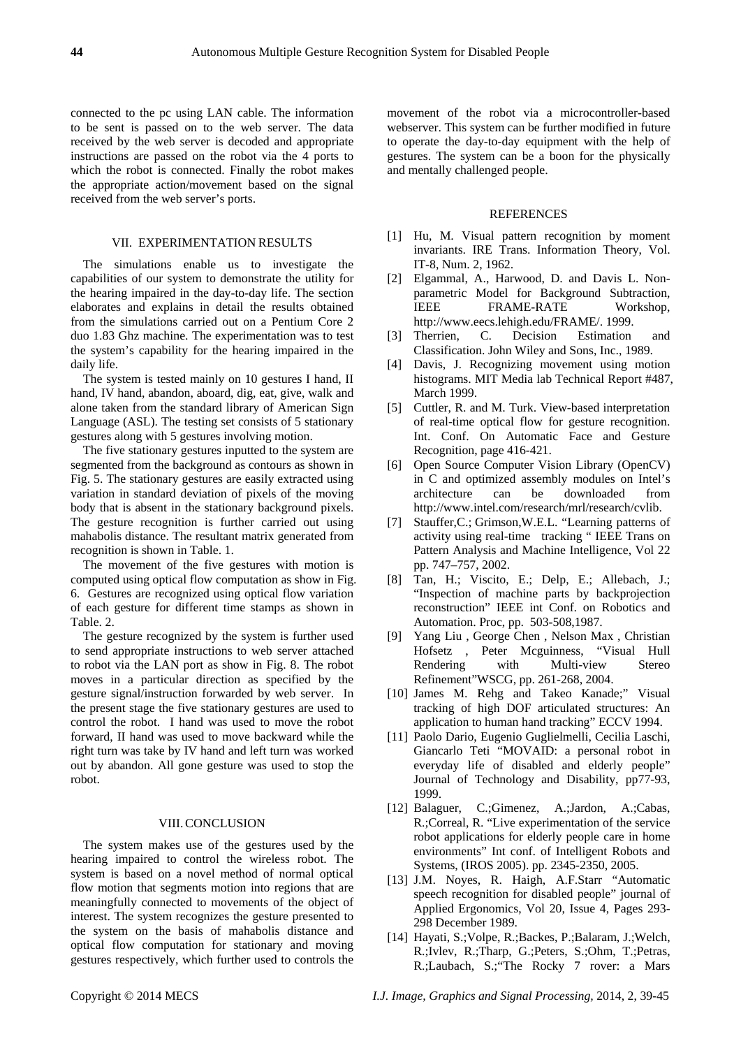connected to the pc using LAN cable. The information to be sent is passed on to the web server. The data received by the web server is decoded and appropriate instructions are passed on the robot via the 4 ports to which the robot is connected. Finally the robot makes the appropriate action/movement based on the signal received from the web server's ports.

## VII. EXPERIMENTATION RESULTS

The simulations enable us to investigate the capabilities of our system to demonstrate the utility for the hearing impaired in the day-to-day life. The section elaborates and explains in detail the results obtained from the simulations carried out on a Pentium Core 2 duo 1.83 Ghz machine. The experimentation was to test the system's capability for the hearing impaired in the daily life.

The system is tested mainly on 10 gestures I hand, II hand, IV hand, abandon, aboard, dig, eat, give, walk and alone taken from the standard library of American Sign Language (ASL). The testing set consists of 5 stationary gestures along with 5 gestures involving motion.

The five stationary gestures inputted to the system are segmented from the background as contours as shown in Fig. 5. The stationary gestures are easily extracted using variation in standard deviation of pixels of the moving body that is absent in the stationary background pixels. The gesture recognition is further carried out using mahabolis distance. The resultant matrix generated from recognition is shown in Table. 1.

The movement of the five gestures with motion is computed using optical flow computation as show in Fig. 6. Gestures are recognized using optical flow variation of each gesture for different time stamps as shown in Table. 2.

The gesture recognized by the system is further used to send appropriate instructions to web server attached to robot via the LAN port as show in Fig. 8. The robot moves in a particular direction as specified by the gesture signal/instruction forwarded by web server. In the present stage the five stationary gestures are used to control the robot. I hand was used to move the robot forward, II hand was used to move backward while the right turn was take by IV hand and left turn was worked out by abandon. All gone gesture was used to stop the robot.

## VIII. CONCLUSION

The system makes use of the gestures used by the hearing impaired to control the wireless robot. The system is based on a novel method of normal optical flow motion that segments motion into regions that are meaningfully connected to movements of the object of interest. The system recognizes the gesture presented to the system on the basis of mahabolis distance and optical flow computation for stationary and moving gestures respectively, which further used to controls the movement of the robot via a microcontroller-based webserver. This system can be further modified in future to operate the day-to-day equipment with the help of gestures. The system can be a boon for the physically and mentally challenged people.

## REFERENCES

[1] Hu, M. Visual pattern recognition by moment invariants. IRE Trans. Information Theory, Vol. IT-8, Num. 2, 1962.

[2] Elgammal, A., Harwood, D. and Davis L. Non-parametric Model for Background Subtraction, IEEE FRAME-RATE Workshop, http://www.eecs.lehigh.edu/FRAME/. 1999.

[3] Therrien, C. Decision Estimation and Classification. John Wiley and Sons, Inc., 1989.

[4] Davis, J. Recognizing movement using motion histograms. MIT Media lab Technical Report #487, March 1999.

[5] Cuttler, R. and M. Turk. View-based interpretation of real-time optical flow for gesture recognition. Int. Conf. On Automatic Face and Gesture Recognition, page 416-421.

[6] Open Source Computer Vision Library (OpenCV) in C and optimized assembly modules on Intel's architecture can be downloaded from http://www.intel.com/research/mrl/research/cvlib.

[7] Stauffer,C.; Grimson,W.E.L. "Learning patterns of activity using real-time tracking " IEEE Trans on Pattern Analysis and Machine Intelligence, Vol 22 pp. 747–757, 2002.

[8] Tan, H.; Viscito, E.; Delp, E.; Allebach, J.; "Inspection of machine parts by backprojection reconstruction" IEEE int Conf. on Robotics and Automation. Proc, pp. 503-508,1987.

[9] Yang Liu , George Chen , Nelson Max , Christian Hofsetz , Peter Mcguinness, "Visual Hull Rendering with Multi-view Stereo Refinement"WSCG, pp. 261-268, 2004.

[10] James M. Rehg and Takeo Kanade;" Visual tracking of high DOF articulated structures: An application to human hand tracking" ECCV 1994.

[11] Paolo Dario, Eugenio Guglielmelli, Cecilia Laschi, Giancarlo Teti "MOVAID: a personal robot in everyday life of disabled and elderly people" Journal of Technology and Disability, pp77-93, 1999.

[12] Balaguer, C.;Gimenez, A.;Jardon, A.;Cabas, R.;Correal, R. "Live experimentation of the service robot applications for elderly people care in home environments" Int conf. of Intelligent Robots and Systems, (IROS 2005). pp. 2345-2350, 2005.

[13] J.M. Noyes, R. Haigh, A.F.Starr "Automatic speech recognition for disabled people" journal of Applied Ergonomics, Vol 20, Issue 4, Pages 293-298 December 1989.

[14] Hayati, S.;Volpe, R.;Backes, P.;Balaram, J.;Welch, R.;Ivlev, R.;Tharp, G.;Peters, S.;Ohm, T.;Petras, R.;Laubach, S.;"The Rocky 7 rover: a Mars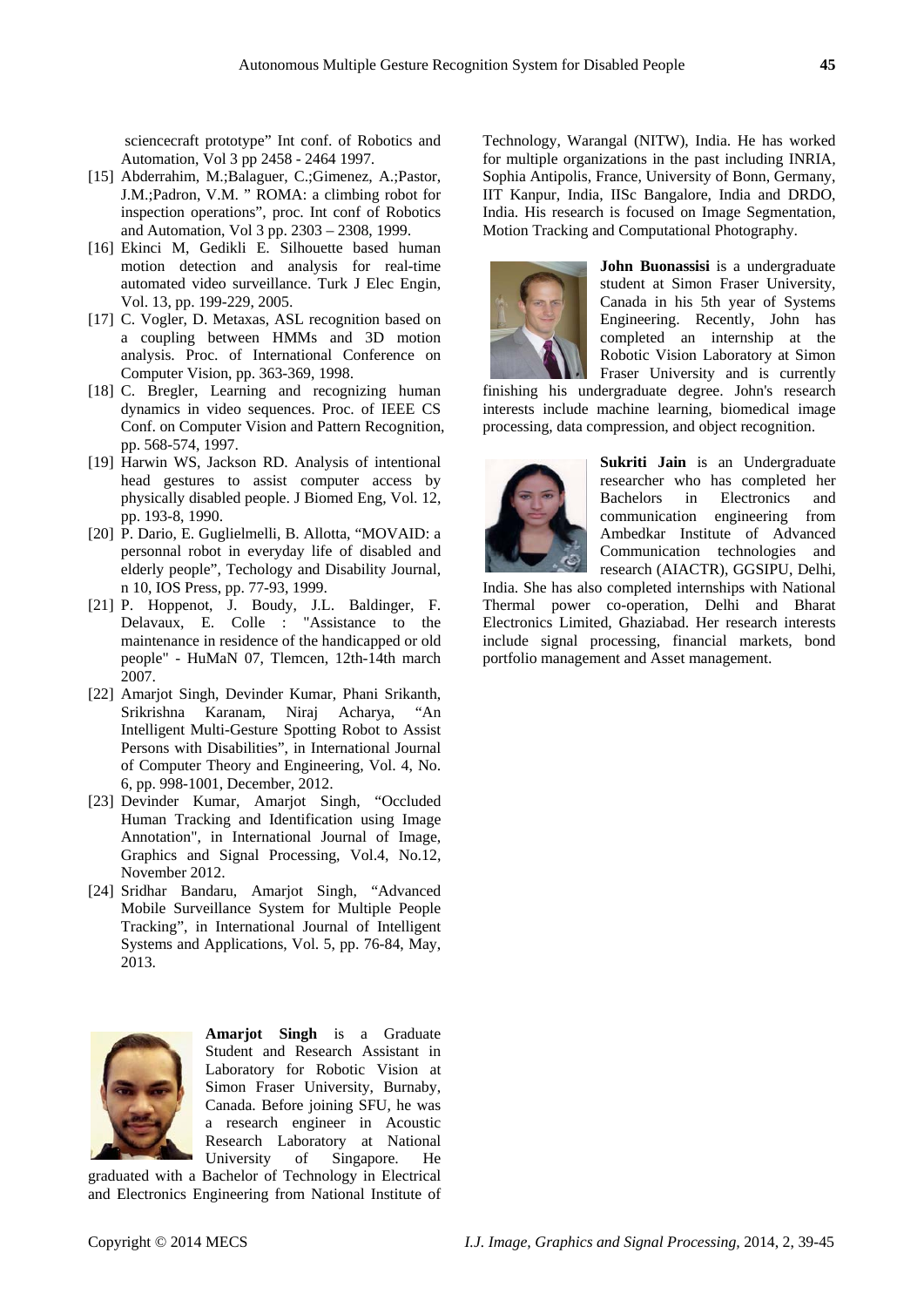sciencecraft prototype" Int conf. of Robotics and Automation, Vol 3 pp 2458 - 2464 1997.

[15] Abderrahim, M.;Balaguer, C.;Gimenez, A.;Pastor, J.M.;Padron, V.M. " ROMA: a climbing robot for inspection operations", proc. Int conf of Robotics and Automation, Vol 3 pp. 2303 – 2308, 1999.

[16] Ekinci M, Gedikli E. Silhouette based human motion detection and analysis for real-time automated video surveillance. Turk J Elec Engin, Vol. 13, pp. 199-229, 2005.

[17] C. Vogler, D. Metaxas, ASL recognition based on a coupling between HMMs and 3D motion analysis. Proc. of International Conference on Computer Vision, pp. 363-369, 1998.

[18] C. Bregler, Learning and recognizing human dynamics in video sequences. Proc. of IEEE CS Conf. on Computer Vision and Pattern Recognition, pp. 568-574, 1997.

[19] Harwin WS, Jackson RD. Analysis of intentional head gestures to assist computer access by physically disabled people. J Biomed Eng, Vol. 12, pp. 193-8, 1990.

[20] P. Dario, E. Guglielmelli, B. Allotta, "MOVAID: a personnal robot in everyday life of disabled and elderly people", Techology and Disability Journal, n 10, IOS Press, pp. 77-93, 1999.

[21] P. Hoppenot, J. Boudy, J.L. Baldinger, F. Delavaux, E. Colle : "Assistance to the maintenance in residence of the handicapped or old people" - HuMaN 07, Tlemcen, 12th-14th march 2007.

[22] Amarjot Singh, Devinder Kumar, Phani Srikanth, Srikrishna Karanam, Niraj Acharya, "An Intelligent Multi-Gesture Spotting Robot to Assist Persons with Disabilities", in International Journal of Computer Theory and Engineering, Vol. 4, No. 6, pp. 998-1001, December, 2012.

[23] Devinder Kumar, Amarjot Singh, "Occluded Human Tracking and Identification using Image Annotation", in International Journal of Image, Graphics and Signal Processing, Vol.4, No.12, November 2012.

[24] Sridhar Bandaru, Amarjot Singh, "Advanced Mobile Surveillance System for Multiple People Tracking", in International Journal of Intelligent Systems and Applications, Vol. 5, pp. 76-84, May, 2013.

**Amarjot Singh** is a Graduate Student and Research Assistant in Laboratory for Robotic Vision at Simon Fraser University, Burnaby, Canada. Before joining SFU, he was a research engineer in Acoustic Research Laboratory at National University of Singapore. He graduated with a Bachelor of Technology in Electrical and Electronics Engineering from National Institute of Technology, Warangal (NITW), India. He has worked for multiple organizations in the past including INRIA, Sophia Antipolis, France, University of Bonn, Germany, IIT Kanpur, India, IISc Bangalore, India and DRDO, India. His research is focused on Image Segmentation, Motion Tracking and Computational Photography.

**John Buonassisi** is a undergraduate student at Simon Fraser University, Canada in his 5th year of Systems Engineering. Recently, John has completed an internship at the Robotic Vision Laboratory at Simon Fraser University and is currently finishing his undergraduate degree. John's research interests include machine learning, biomedical image processing, data compression, and object recognition.

**Sukriti Jain** is an Undergraduate researcher who has completed her Bachelors in Electronics and communication engineering from Ambedkar Institute of Advanced Communication technologies and research (AIACTR), GGSIPU, Delhi, India. She has also completed internships with National Thermal power co-operation, Delhi and Bharat Electronics Limited, Ghaziabad. Her research interests include signal processing, financial markets, bond portfolio management and Asset management.